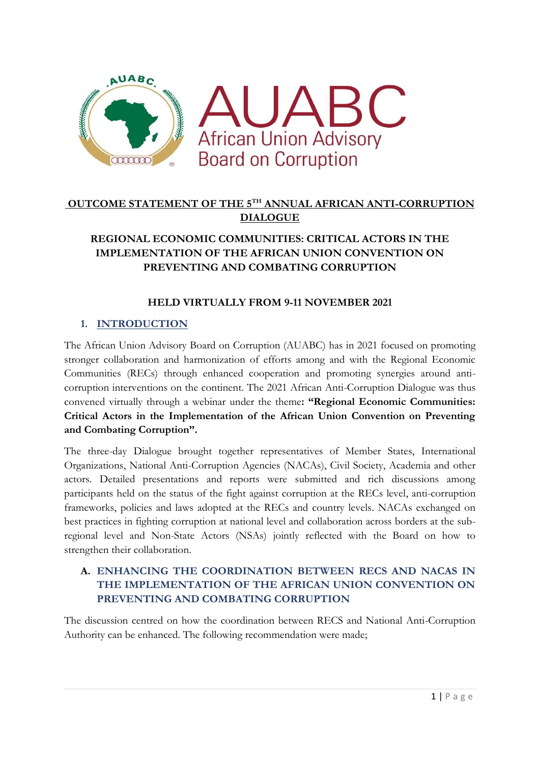# OUTCOME STATEMENT OF THE 5TH ANNUAL AFRICAN ANTI-CORRUPTION DIALOGUE

## REGIONAL ECONOMIC COMMUNITIES: CRITICAL ACTORS IN THE IMPLEMENTATION OF THE AFRICAN UNION CONVENTION ON PREVENTING AND COMBATING CORRUPTION

### HELD VIRTUALLY FROM 9-11 NOVEMBER 2021

## 1. INTRODUCTION

The African Union Advisory Board on Corruption (AUABC) has in 2021 focused on promoting stronger collaboration and harmonization of efforts among and with the Regional Economic Communities (RECs) through enhanced cooperation and promoting synergies around anti-corruption interventions on the continent. The 2021 African Anti-Corruption Dialogue was thus convened virtually through a webinar under the theme: **"Regional Economic Communities: Critical Actors in the Implementation of the African Union Convention on Preventing and Combating Corruption".**

The three-day Dialogue brought together representatives of Member States, International Organizations, National Anti-Corruption Agencies (NACAs), Civil Society, Academia and other actors. Detailed presentations and reports were submitted and rich discussions among participants held on the status of the fight against corruption at the RECs level, anti-corruption frameworks, policies and laws adopted at the RECs and country levels. NACAs exchanged on best practices in fighting corruption at national level and collaboration across borders at the sub-regional level and Non-State Actors (NSAs) jointly reflected with the Board on how to strengthen their collaboration.

### A. ENHANCING THE COORDINATION BETWEEN RECS AND NACAS IN THE IMPLEMENTATION OF THE AFRICAN UNION CONVENTION ON PREVENTING AND COMBATING CORRUPTION

The discussion centred on how the coordination between RECS and National Anti-Corruption Authority can be enhanced. The following recommendation were made;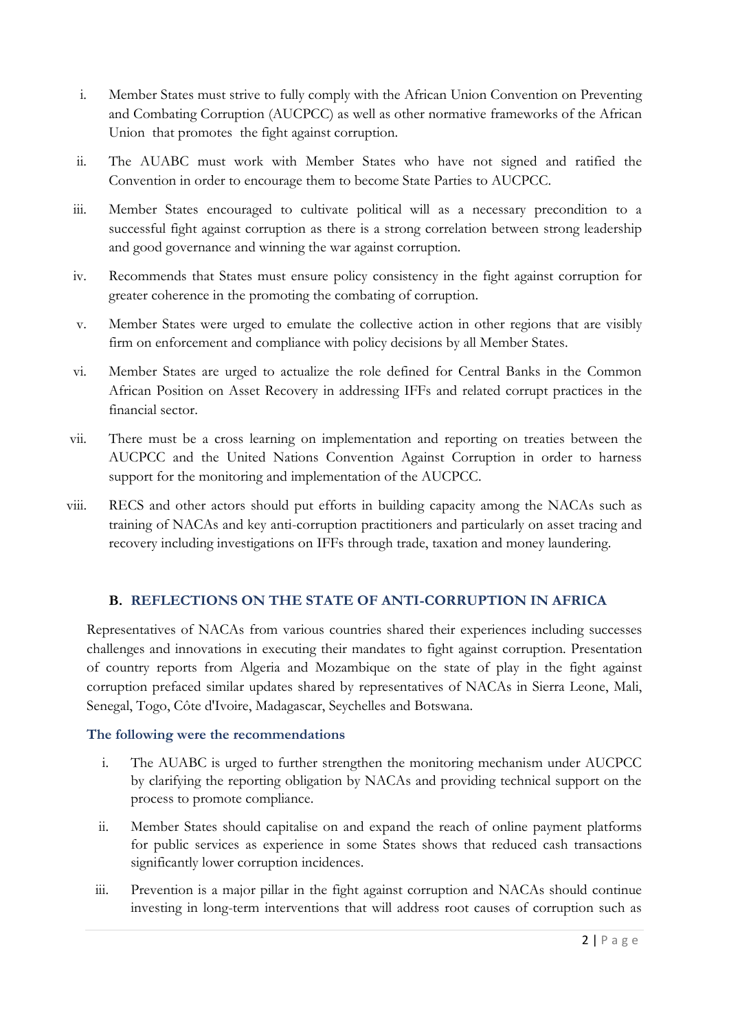i. Member States must strive to fully comply with the African Union Convention on Preventing and Combating Corruption (AUCPCC) as well as other normative frameworks of the African Union that promotes the fight against corruption.
ii. The AUABC must work with Member States who have not signed and ratified the Convention in order to encourage them to become State Parties to AUCPCC.
iii. Member States encouraged to cultivate political will as a necessary precondition to a successful fight against corruption as there is a strong correlation between strong leadership and good governance and winning the war against corruption.
iv. Recommends that States must ensure policy consistency in the fight against corruption for greater coherence in the promoting the combating of corruption.
v. Member States were urged to emulate the collective action in other regions that are visibly firm on enforcement and compliance with policy decisions by all Member States.
vi. Member States are urged to actualize the role defined for Central Banks in the Common African Position on Asset Recovery in addressing IFFs and related corrupt practices in the financial sector.
vii. There must be a cross learning on implementation and reporting on treaties between the AUCPCC and the United Nations Convention Against Corruption in order to harness support for the monitoring and implementation of the AUCPCC.
viii. RECS and other actors should put efforts in building capacity among the NACAs such as training of NACAs and key anti-corruption practitioners and particularly on asset tracing and recovery including investigations on IFFs through trade, taxation and money laundering.

## B. REFLECTIONS ON THE STATE OF ANTI-CORRUPTION IN AFRICA

Representatives of NACAs from various countries shared their experiences including successes challenges and innovations in executing their mandates to fight against corruption. Presentation of country reports from Algeria and Mozambique on the state of play in the fight against corruption prefaced similar updates shared by representatives of NACAs in Sierra Leone, Mali, Senegal, Togo, Côte d'Ivoire, Madagascar, Seychelles and Botswana.

### The following were the recommendations

i. The AUABC is urged to further strengthen the monitoring mechanism under AUCPCC by clarifying the reporting obligation by NACAs and providing technical support on the process to promote compliance.
ii. Member States should capitalise on and expand the reach of online payment platforms for public services as experience in some States shows that reduced cash transactions significantly lower corruption incidences.
iii. Prevention is a major pillar in the fight against corruption and NACAs should continue investing in long-term interventions that will address root causes of corruption such as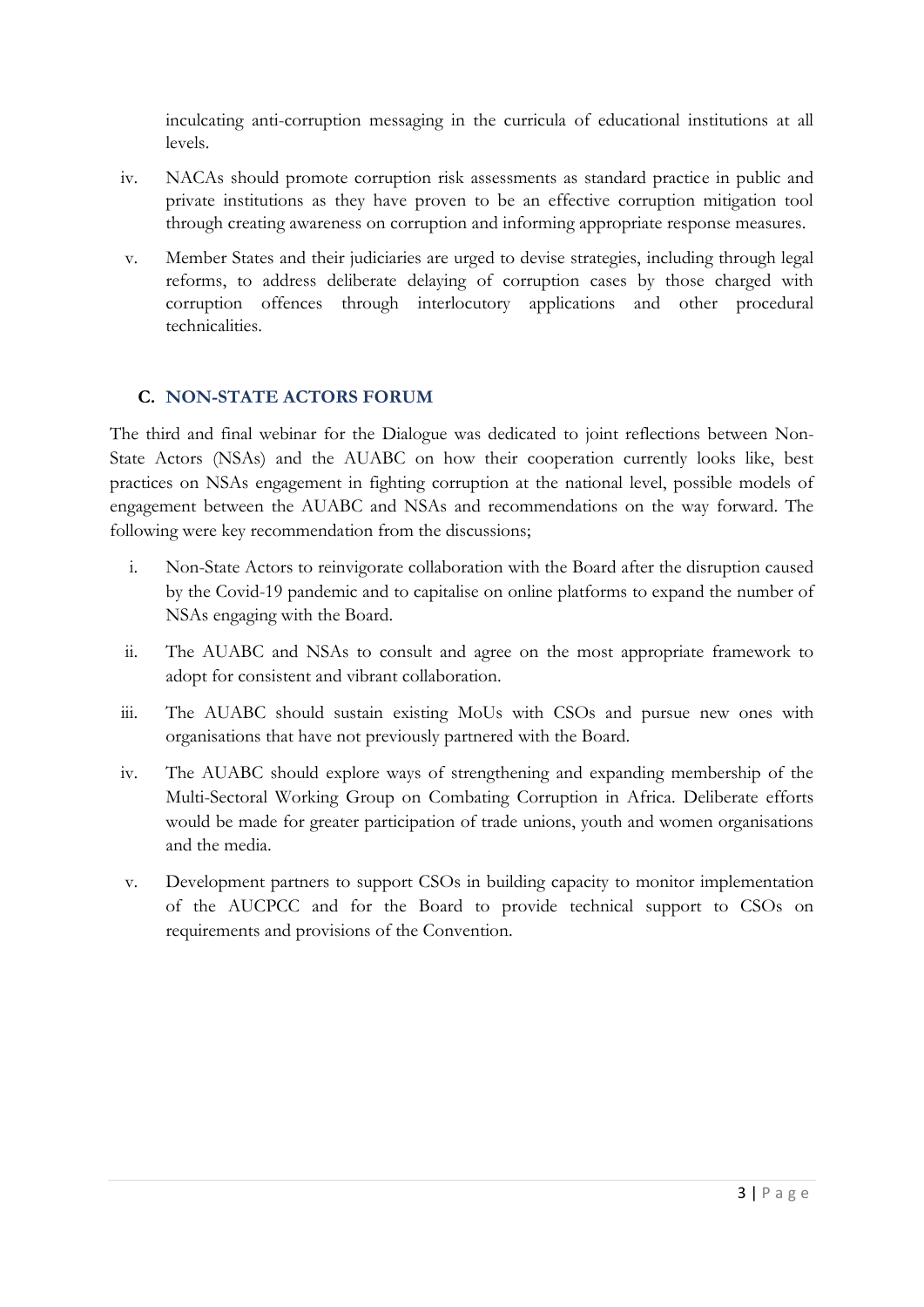inculcating anti-corruption messaging in the curricula of educational institutions at all levels.

iv. NACAs should promote corruption risk assessments as standard practice in public and private institutions as they have proven to be an effective corruption mitigation tool through creating awareness on corruption and informing appropriate response measures.

v. Member States and their judiciaries are urged to devise strategies, including through legal reforms, to address deliberate delaying of corruption cases by those charged with corruption offences through interlocutory applications and other procedural technicalities.

## C. NON-STATE ACTORS FORUM

The third and final webinar for the Dialogue was dedicated to joint reflections between Non-State Actors (NSAs) and the AUABC on how their cooperation currently looks like, best practices on NSAs engagement in fighting corruption at the national level, possible models of engagement between the AUABC and NSAs and recommendations on the way forward. The following were key recommendation from the discussions;

i. Non-State Actors to reinvigorate collaboration with the Board after the disruption caused by the Covid-19 pandemic and to capitalise on online platforms to expand the number of NSAs engaging with the Board.

ii. The AUABC and NSAs to consult and agree on the most appropriate framework to adopt for consistent and vibrant collaboration.

iii. The AUABC should sustain existing MoUs with CSOs and pursue new ones with organisations that have not previously partnered with the Board.

iv. The AUABC should explore ways of strengthening and expanding membership of the Multi-Sectoral Working Group on Combating Corruption in Africa. Deliberate efforts would be made for greater participation of trade unions, youth and women organisations and the media.

v. Development partners to support CSOs in building capacity to monitor implementation of the AUCPCC and for the Board to provide technical support to CSOs on requirements and provisions of the Convention.